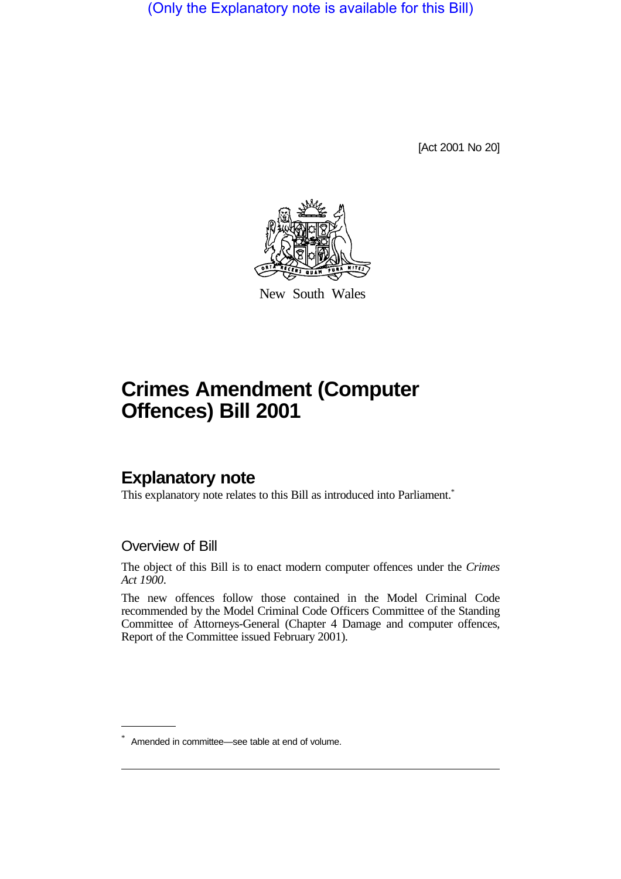(Only the Explanatory note is available for this Bill)

[Act 2001 No 20]

New South Wales

# Crimes Amendment (Computer Offences) Bill 2001

## Explanatory note

This explanatory note relates to this Bill as introduced into Parliament.*

### Overview of Bill

The object of this Bill is to enact modern computer offences under the *Crimes Act 1900*.

The new offences follow those contained in the Model Criminal Code recommended by the Model Criminal Code Officers Committee of the Standing Committee of Attorneys-General (Chapter 4 Damage and computer offences, Report of the Committee issued February 2001).

* Amended in committee—see table at end of volume.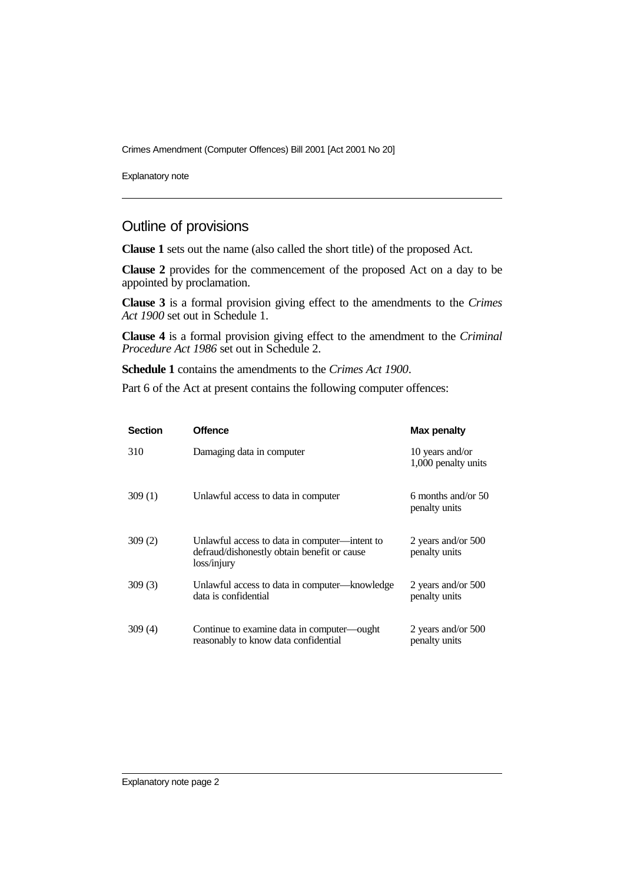## Outline of provisions

**Clause 1** sets out the name (also called the short title) of the proposed Act.

**Clause 2** provides for the commencement of the proposed Act on a day to be appointed by proclamation.

**Clause 3** is a formal provision giving effect to the amendments to the *Crimes Act 1900* set out in Schedule 1.

**Clause 4** is a formal provision giving effect to the amendment to the *Criminal Procedure Act 1986* set out in Schedule 2.

**Schedule 1** contains the amendments to the *Crimes Act 1900*.

Part 6 of the Act at present contains the following computer offences:

| Section | Offence | Max penalty |
|---|---|---|
| 310 | Damaging data in computer | 10 years and/or 1,000 penalty units |
| 309 (1) | Unlawful access to data in computer | 6 months and/or 50 penalty units |
| 309 (2) | Unlawful access to data in computer—intent to defraud/dishonestly obtain benefit or cause loss/injury | 2 years and/or 500 penalty units |
| 309 (3) | Unlawful access to data in computer—knowledge data is confidential | 2 years and/or 500 penalty units |
| 309 (4) | Continue to examine data in computer—ought reasonably to know data confidential | 2 years and/or 500 penalty units |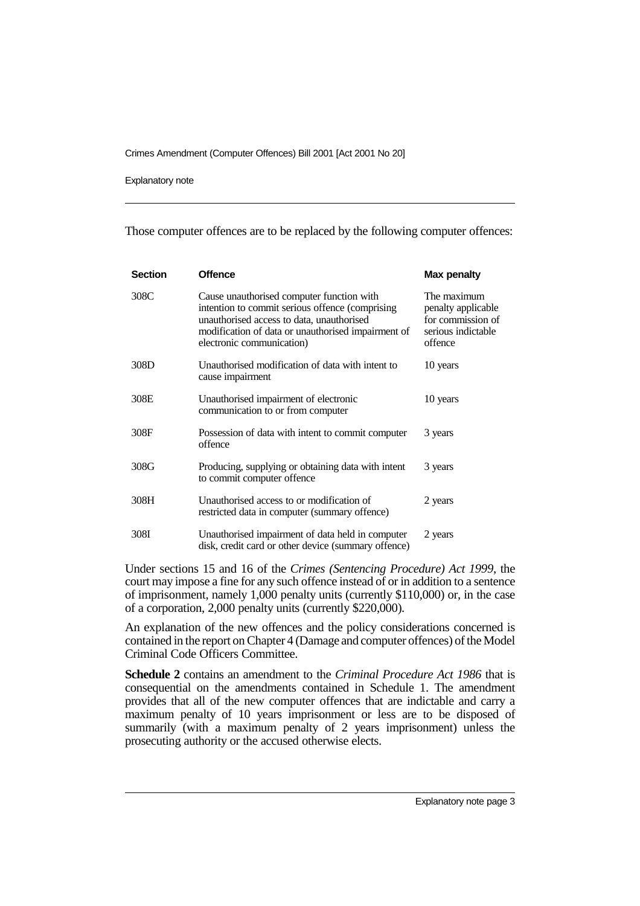Those computer offences are to be replaced by the following computer offences:

| Section | Offence | Max penalty |
| --- | --- | --- |
| 308C | Cause unauthorised computer function with intention to commit serious offence (comprising unauthorised access to data, unauthorised modification of data or unauthorised impairment of electronic communication) | The maximum penalty applicable for commission of serious indictable offence |
| 308D | Unauthorised modification of data with intent to cause impairment | 10 years |
| 308E | Unauthorised impairment of electronic communication to or from computer | 10 years |
| 308F | Possession of data with intent to commit computer offence | 3 years |
| 308G | Producing, supplying or obtaining data with intent to commit computer offence | 3 years |
| 308H | Unauthorised access to or modification of restricted data in computer (summary offence) | 2 years |
| 308I | Unauthorised impairment of data held in computer disk, credit card or other device (summary offence) | 2 years |

Under sections 15 and 16 of the *Crimes (Sentencing Procedure) Act 1999*, the court may impose a fine for any such offence instead of or in addition to a sentence of imprisonment, namely 1,000 penalty units (currently $110,000) or, in the case of a corporation, 2,000 penalty units (currently $220,000).

An explanation of the new offences and the policy considerations concerned is contained in the report on Chapter 4 (Damage and computer offences) of the Model Criminal Code Officers Committee.

**Schedule 2** contains an amendment to the *Criminal Procedure Act 1986* that is consequential on the amendments contained in Schedule 1. The amendment provides that all of the new computer offences that are indictable and carry a maximum penalty of 10 years imprisonment or less are to be disposed of summarily (with a maximum penalty of 2 years imprisonment) unless the prosecuting authority or the accused otherwise elects.